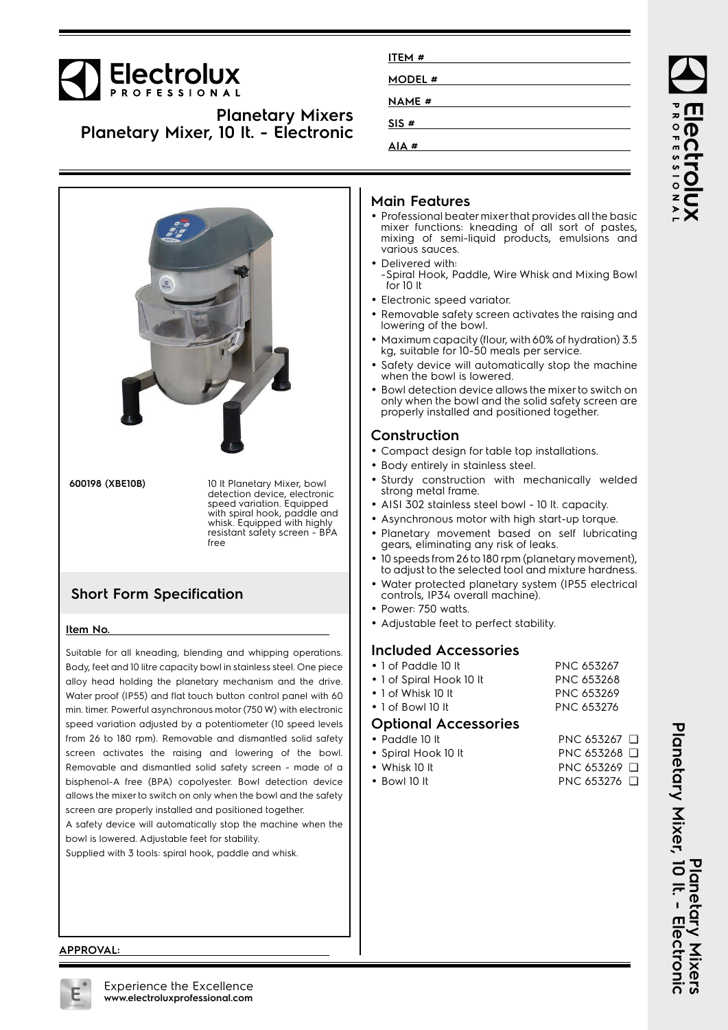# Electrolux PROFESSIONAL

## Planetary Mixers
## Planetary Mixer, 10 lt. - Electronic

**ITEM #** 

**MODEL #** 

**NAME #** 

**SIS #** 

**AIA #** 

**600198 (XBE10B)** 10 lt Planetary Mixer, bowl detection device, electronic speed variation. Equipped with spiral hook, paddle and whisk. Equipped with highly resistant safety screen - BPA free

## Short Form Specification

**Item No.**

Suitable for all kneading, blending and whipping operations. Body, feet and 10 litre capacity bowl in stainless steel. One piece alloy head holding the planetary mechanism and the drive. Water proof (IP55) and flat touch button control panel with 60 min. timer. Powerful asynchronous motor (750 W) with electronic speed variation adjusted by a potentiometer (10 speed levels from 26 to 180 rpm). Removable and dismantled solid safety screen activates the raising and lowering of the bowl. Removable and dismantled solid safety screen - made of a bisphenol-A free (BPA) copolyester. Bowl detection device allows the mixer to switch on only when the bowl and the safety screen are properly installed and positioned together.

A safety device will automatically stop the machine when the bowl is lowered. Adjustable feet for stability.

Supplied with 3 tools: spiral hook, paddle and whisk.

**APPROVAL:**

## Main Features

- Professional beater mixer that provides all the basic mixer functions: kneading of all sort of pastes, mixing of semi-liquid products, emulsions and various sauces.
- Delivered with:
  -Spiral Hook, Paddle, Wire Whisk and Mixing Bowl for 10 lt
- Electronic speed variator.
- Removable safety screen activates the raising and lowering of the bowl.
- Maximum capacity (flour, with 60% of hydration) 3.5 kg, suitable for 10-50 meals per service.
- Safety device will automatically stop the machine when the bowl is lowered.
- Bowl detection device allows the mixer to switch on only when the bowl and the solid safety screen are properly installed and positioned together.

## Construction

- Compact design for table top installations.
- Body entirely in stainless steel.
- Sturdy construction with mechanically welded strong metal frame.
- AISI 302 stainless steel bowl - 10 lt. capacity.
- Asynchronous motor with high start-up torque.
- Planetary movement based on self lubricating gears, eliminating any risk of leaks.
- 10 speeds from 26 to 180 rpm (planetary movement), to adjust to the selected tool and mixture hardness.
- Water protected planetary system (IP55 electrical controls, IP34 overall machine).
- Power: 750 watts.
- Adjustable feet to perfect stability.

## Included Accessories

- 1 of Paddle 10 lt — PNC 653267
- 1 of Spiral Hook 10 lt — PNC 653268
- 1 of Whisk 10 lt — PNC 653269
- 1 of Bowl 10 lt — PNC 653276

## Optional Accessories

- Paddle 10 lt — PNC 653267 ❑
- Spiral Hook 10 lt — PNC 653268 ❑
- Whisk 10 lt — PNC 653269 ❑
- Bowl 10 lt — PNC 653276 ❑

Experience the Excellence
**www.electroluxprofessional.com**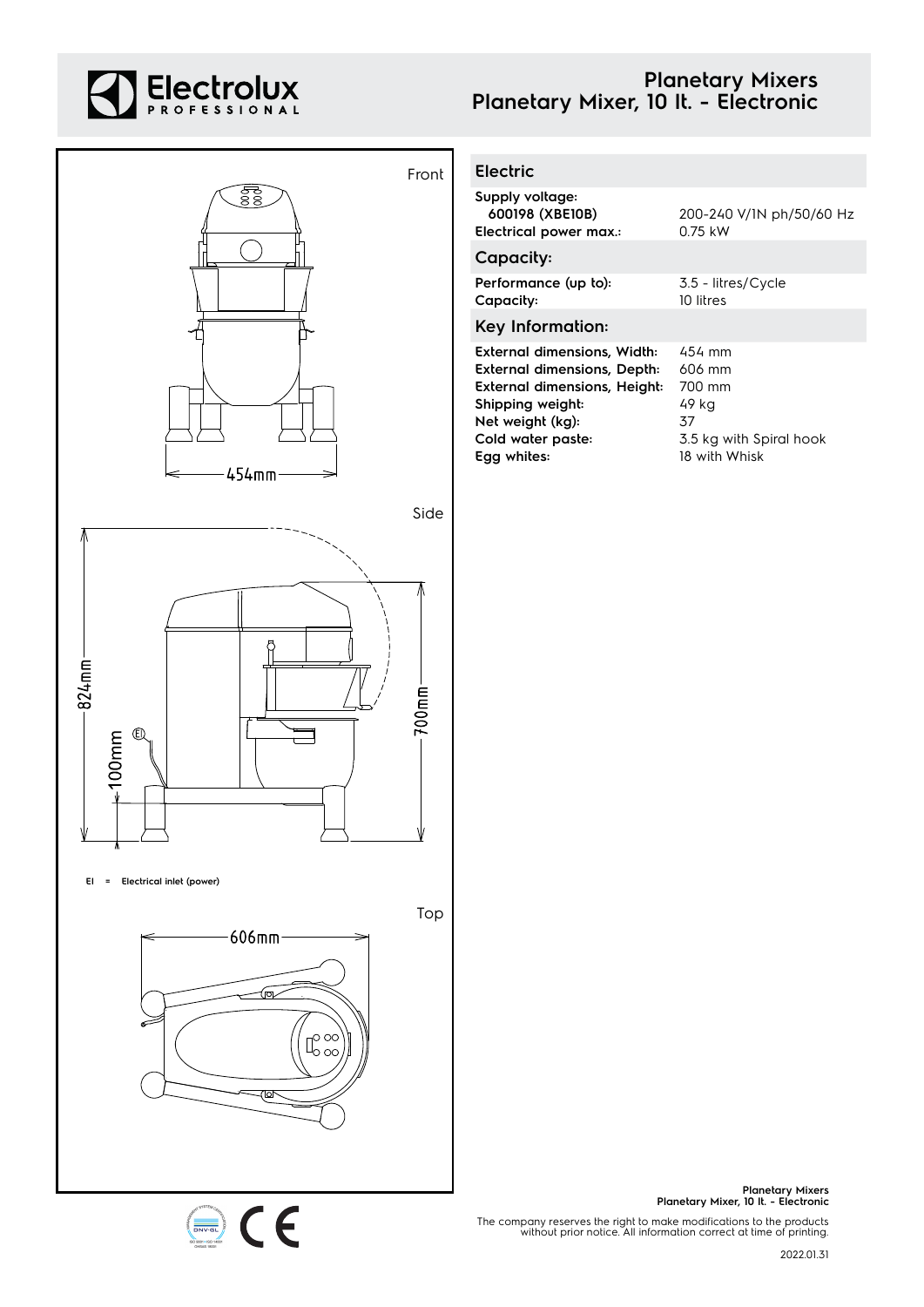# Planetary Mixers
## Planetary Mixer, 10 lt. - Electronic

Front

454mm

Side

824mm

100mm

700mm

EI

EI = Electrical inlet (power)

Top

606mm

### Electric

| | |
|---|---|
| **Supply voltage:** | |
| **600198 (XBE10B)** | 200-240 V/1N ph/50/60 Hz |
| **Electrical power max.:** | 0.75 kW |

### Capacity:

| | |
|---|---|
| **Performance (up to):** | 3.5 - litres/Cycle |
| **Capacity:** | 10 litres |

### Key Information:

| | |
|---|---|
| **External dimensions, Width:** | 454 mm |
| **External dimensions, Depth:** | 606 mm |
| **External dimensions, Height:** | 700 mm |
| **Shipping weight:** | 49 kg |
| **Net weight (kg):** | 37 |
| **Cold water paste:** | 3.5 kg with Spiral hook |
| **Egg whites:** | 18 with Whisk |

The company reserves the right to make modifications to the products without prior notice. All information correct at time of printing.

2022.01.31